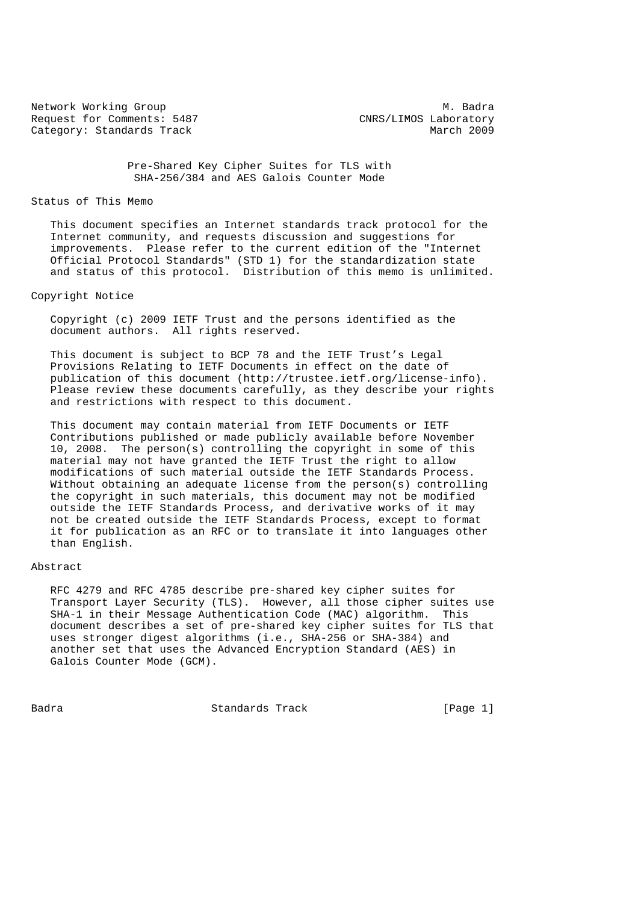Network Working Group M. Badra
Request for Comments: 5487 CNRS/LIMOS Laboratory
Category: Standards Track March 2009

# Pre-Shared Key Cipher Suites for TLS with SHA-256/384 and AES Galois Counter Mode

## Status of This Memo

This document specifies an Internet standards track protocol for the Internet community, and requests discussion and suggestions for improvements. Please refer to the current edition of the "Internet Official Protocol Standards" (STD 1) for the standardization state and status of this protocol. Distribution of this memo is unlimited.

## Copyright Notice

Copyright (c) 2009 IETF Trust and the persons identified as the document authors. All rights reserved.

This document is subject to BCP 78 and the IETF Trust's Legal Provisions Relating to IETF Documents in effect on the date of publication of this document (http://trustee.ietf.org/license-info). Please review these documents carefully, as they describe your rights and restrictions with respect to this document.

This document may contain material from IETF Documents or IETF Contributions published or made publicly available before November 10, 2008. The person(s) controlling the copyright in some of this material may not have granted the IETF Trust the right to allow modifications of such material outside the IETF Standards Process. Without obtaining an adequate license from the person(s) controlling the copyright in such materials, this document may not be modified outside the IETF Standards Process, and derivative works of it may not be created outside the IETF Standards Process, except to format it for publication as an RFC or to translate it into languages other than English.

## Abstract

RFC 4279 and RFC 4785 describe pre-shared key cipher suites for Transport Layer Security (TLS). However, all those cipher suites use SHA-1 in their Message Authentication Code (MAC) algorithm. This document describes a set of pre-shared key cipher suites for TLS that uses stronger digest algorithms (i.e., SHA-256 or SHA-384) and another set that uses the Advanced Encryption Standard (AES) in Galois Counter Mode (GCM).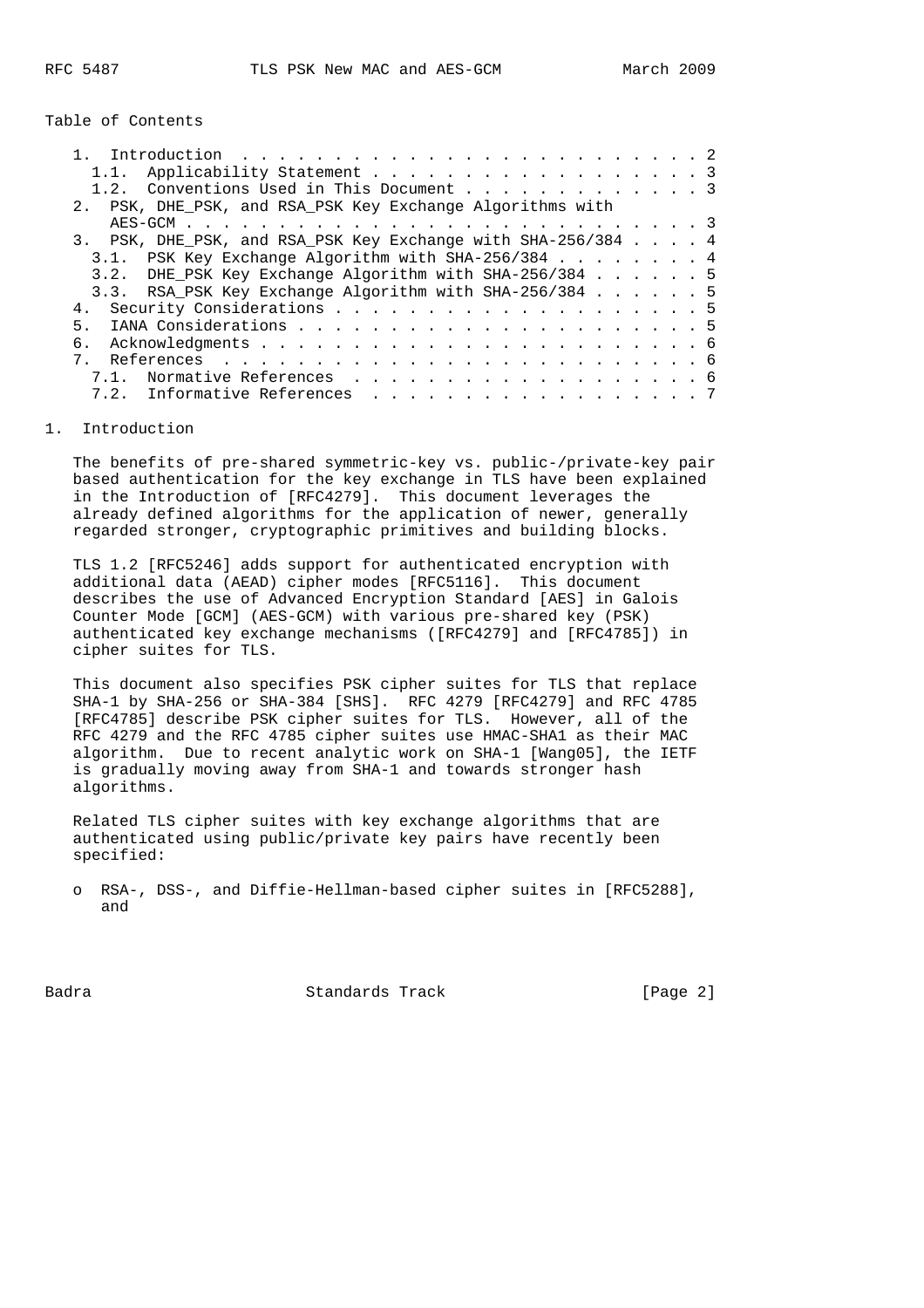Table of Contents

```
   1. Introduction ....................................................2
      1.1. Applicability Statement ....................................3
      1.2. Conventions Used in This Document ..........................3
   2. PSK, DHE_PSK, and RSA_PSK Key Exchange Algorithms with
      AES-GCM .........................................................3
   3. PSK, DHE_PSK, and RSA_PSK Key Exchange with SHA-256/384 .........4
      3.1. PSK Key Exchange Algorithm with SHA-256/384 ................4
      3.2. DHE_PSK Key Exchange Algorithm with SHA-256/384 ............5
      3.3. RSA_PSK Key Exchange Algorithm with SHA-256/384 ............5
   4. Security Considerations .........................................5
   5. IANA Considerations .............................................5
   6. Acknowledgments .................................................6
   7. References ......................................................6
      7.1. Normative References .......................................6
      7.2. Informative References .....................................7
```

# 1. Introduction

The benefits of pre-shared symmetric-key vs. public-/private-key pair based authentication for the key exchange in TLS have been explained in the Introduction of [RFC4279]. This document leverages the already defined algorithms for the application of newer, generally regarded stronger, cryptographic primitives and building blocks.

TLS 1.2 [RFC5246] adds support for authenticated encryption with additional data (AEAD) cipher modes [RFC5116]. This document describes the use of Advanced Encryption Standard [AES] in Galois Counter Mode [GCM] (AES-GCM) with various pre-shared key (PSK) authenticated key exchange mechanisms ([RFC4279] and [RFC4785]) in cipher suites for TLS.

This document also specifies PSK cipher suites for TLS that replace SHA-1 by SHA-256 or SHA-384 [SHS]. RFC 4279 [RFC4279] and RFC 4785 [RFC4785] describe PSK cipher suites for TLS. However, all of the RFC 4279 and the RFC 4785 cipher suites use HMAC-SHA1 as their MAC algorithm. Due to recent analytic work on SHA-1 [Wang05], the IETF is gradually moving away from SHA-1 and towards stronger hash algorithms.

Related TLS cipher suites with key exchange algorithms that are authenticated using public/private key pairs have recently been specified:

- RSA-, DSS-, and Diffie-Hellman-based cipher suites in [RFC5288], and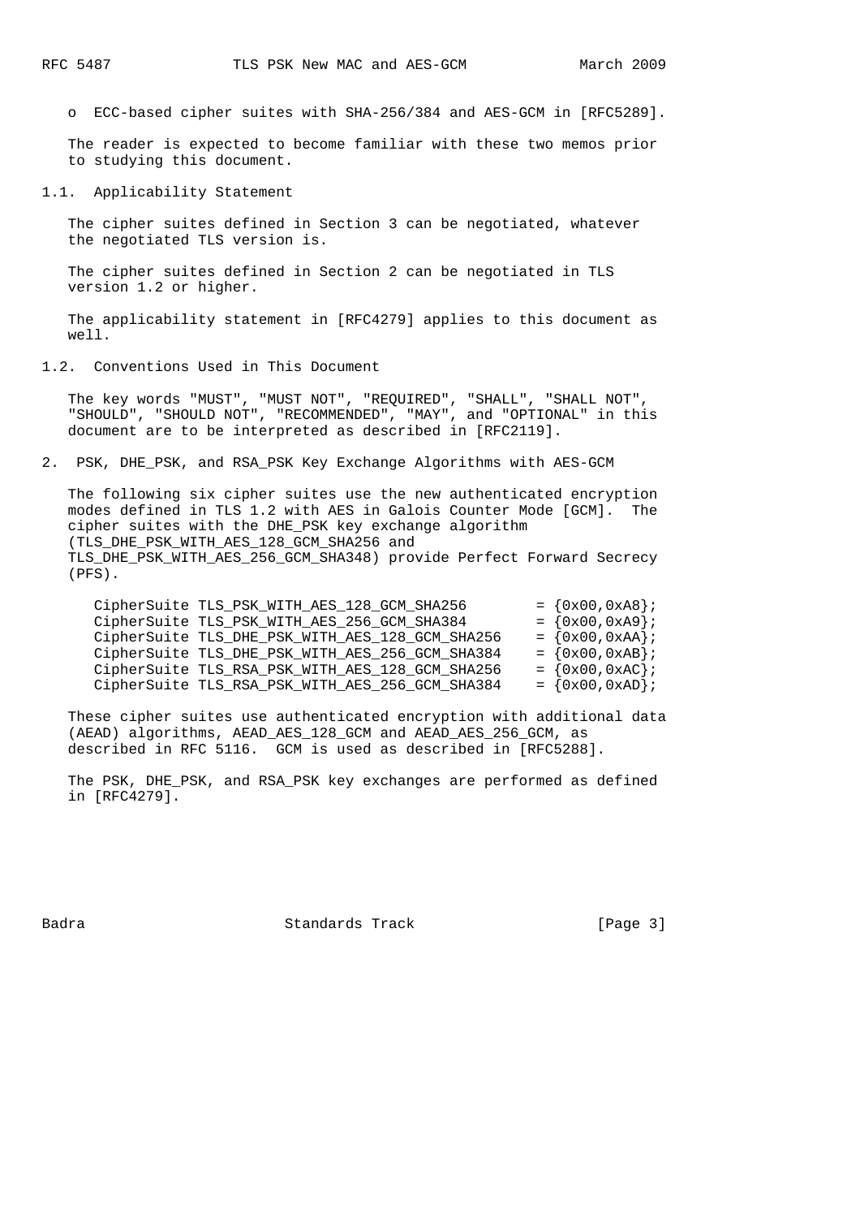o ECC-based cipher suites with SHA-256/384 and AES-GCM in [RFC5289].

The reader is expected to become familiar with these two memos prior to studying this document.

### 1.1. Applicability Statement

The cipher suites defined in Section 3 can be negotiated, whatever the negotiated TLS version is.

The cipher suites defined in Section 2 can be negotiated in TLS version 1.2 or higher.

The applicability statement in [RFC4279] applies to this document as well.

### 1.2. Conventions Used in This Document

The key words "MUST", "MUST NOT", "REQUIRED", "SHALL", "SHALL NOT", "SHOULD", "SHOULD NOT", "RECOMMENDED", "MAY", and "OPTIONAL" in this document are to be interpreted as described in [RFC2119].

## 2. PSK, DHE_PSK, and RSA_PSK Key Exchange Algorithms with AES-GCM

The following six cipher suites use the new authenticated encryption modes defined in TLS 1.2 with AES in Galois Counter Mode [GCM]. The cipher suites with the DHE_PSK key exchange algorithm (TLS_DHE_PSK_WITH_AES_128_GCM_SHA256 and TLS_DHE_PSK_WITH_AES_256_GCM_SHA348) provide Perfect Forward Secrecy (PFS).

```
CipherSuite TLS_PSK_WITH_AES_128_GCM_SHA256        = {0x00,0xA8};
CipherSuite TLS_PSK_WITH_AES_256_GCM_SHA384        = {0x00,0xA9};
CipherSuite TLS_DHE_PSK_WITH_AES_128_GCM_SHA256    = {0x00,0xAA};
CipherSuite TLS_DHE_PSK_WITH_AES_256_GCM_SHA384    = {0x00,0xAB};
CipherSuite TLS_RSA_PSK_WITH_AES_128_GCM_SHA256    = {0x00,0xAC};
CipherSuite TLS_RSA_PSK_WITH_AES_256_GCM_SHA384    = {0x00,0xAD};
```

These cipher suites use authenticated encryption with additional data (AEAD) algorithms, AEAD_AES_128_GCM and AEAD_AES_256_GCM, as described in RFC 5116. GCM is used as described in [RFC5288].

The PSK, DHE_PSK, and RSA_PSK key exchanges are performed as defined in [RFC4279].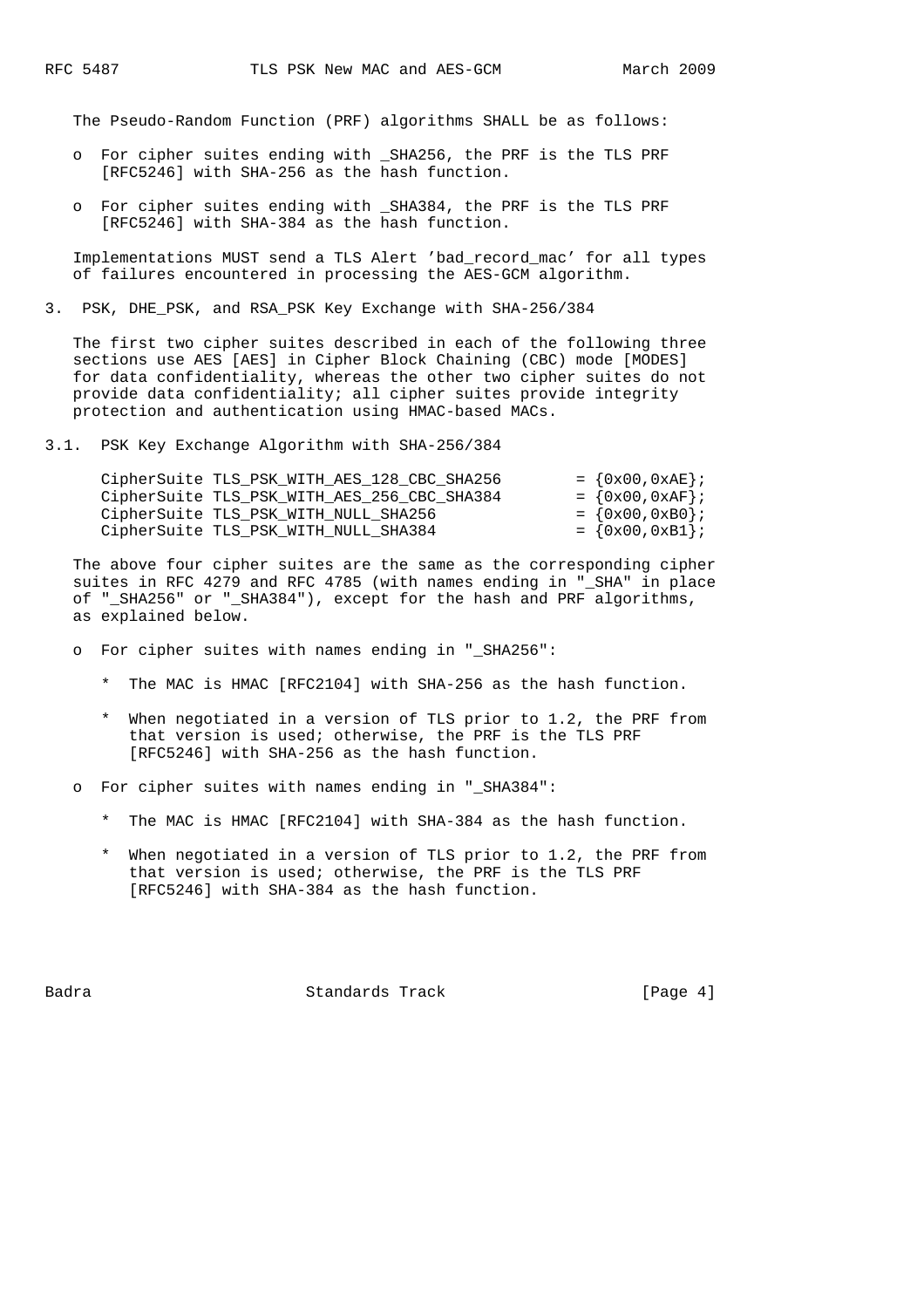The Pseudo-Random Function (PRF) algorithms SHALL be as follows:

- For cipher suites ending with _SHA256, the PRF is the TLS PRF [RFC5246] with SHA-256 as the hash function.
- For cipher suites ending with _SHA384, the PRF is the TLS PRF [RFC5246] with SHA-384 as the hash function.

Implementations MUST send a TLS Alert 'bad_record_mac' for all types of failures encountered in processing the AES-GCM algorithm.

## 3. PSK, DHE_PSK, and RSA_PSK Key Exchange with SHA-256/384

The first two cipher suites described in each of the following three sections use AES [AES] in Cipher Block Chaining (CBC) mode [MODES] for data confidentiality, whereas the other two cipher suites do not provide data confidentiality; all cipher suites provide integrity protection and authentication using HMAC-based MACs.

### 3.1. PSK Key Exchange Algorithm with SHA-256/384

```
CipherSuite TLS_PSK_WITH_AES_128_CBC_SHA256        = {0x00,0xAE};
CipherSuite TLS_PSK_WITH_AES_256_CBC_SHA384        = {0x00,0xAF};
CipherSuite TLS_PSK_WITH_NULL_SHA256               = {0x00,0xB0};
CipherSuite TLS_PSK_WITH_NULL_SHA384               = {0x00,0xB1};
```

The above four cipher suites are the same as the corresponding cipher suites in RFC 4279 and RFC 4785 (with names ending in "_SHA" in place of "_SHA256" or "_SHA384"), except for the hash and PRF algorithms, as explained below.

- For cipher suites with names ending in "_SHA256":
  - The MAC is HMAC [RFC2104] with SHA-256 as the hash function.
  - When negotiated in a version of TLS prior to 1.2, the PRF from that version is used; otherwise, the PRF is the TLS PRF [RFC5246] with SHA-256 as the hash function.
- For cipher suites with names ending in "_SHA384":
  - The MAC is HMAC [RFC2104] with SHA-384 as the hash function.
  - When negotiated in a version of TLS prior to 1.2, the PRF from that version is used; otherwise, the PRF is the TLS PRF [RFC5246] with SHA-384 as the hash function.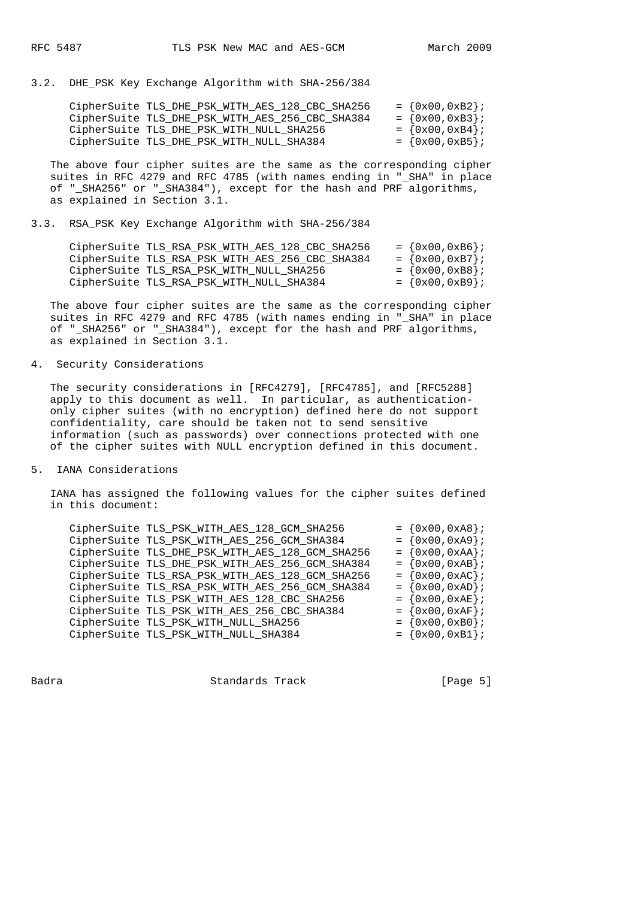### 3.2. DHE_PSK Key Exchange Algorithm with SHA-256/384

```
CipherSuite TLS_DHE_PSK_WITH_AES_128_CBC_SHA256    = {0x00,0xB2};
CipherSuite TLS_DHE_PSK_WITH_AES_256_CBC_SHA384    = {0x00,0xB3};
CipherSuite TLS_DHE_PSK_WITH_NULL_SHA256           = {0x00,0xB4};
CipherSuite TLS_DHE_PSK_WITH_NULL_SHA384           = {0x00,0xB5};
```

The above four cipher suites are the same as the corresponding cipher suites in RFC 4279 and RFC 4785 (with names ending in "_SHA" in place of "_SHA256" or "_SHA384"), except for the hash and PRF algorithms, as explained in Section 3.1.

### 3.3. RSA_PSK Key Exchange Algorithm with SHA-256/384

```
CipherSuite TLS_RSA_PSK_WITH_AES_128_CBC_SHA256    = {0x00,0xB6};
CipherSuite TLS_RSA_PSK_WITH_AES_256_CBC_SHA384    = {0x00,0xB7};
CipherSuite TLS_RSA_PSK_WITH_NULL_SHA256           = {0x00,0xB8};
CipherSuite TLS_RSA_PSK_WITH_NULL_SHA384           = {0x00,0xB9};
```

The above four cipher suites are the same as the corresponding cipher suites in RFC 4279 and RFC 4785 (with names ending in "_SHA" in place of "_SHA256" or "_SHA384"), except for the hash and PRF algorithms, as explained in Section 3.1.

## 4. Security Considerations

The security considerations in [RFC4279], [RFC4785], and [RFC5288] apply to this document as well. In particular, as authentication-only cipher suites (with no encryption) defined here do not support confidentiality, care should be taken not to send sensitive information (such as passwords) over connections protected with one of the cipher suites with NULL encryption defined in this document.

## 5. IANA Considerations

IANA has assigned the following values for the cipher suites defined in this document:

```
CipherSuite TLS_PSK_WITH_AES_128_GCM_SHA256        = {0x00,0xA8};
CipherSuite TLS_PSK_WITH_AES_256_GCM_SHA384        = {0x00,0xA9};
CipherSuite TLS_DHE_PSK_WITH_AES_128_GCM_SHA256    = {0x00,0xAA};
CipherSuite TLS_DHE_PSK_WITH_AES_256_GCM_SHA384    = {0x00,0xAB};
CipherSuite TLS_RSA_PSK_WITH_AES_128_GCM_SHA256    = {0x00,0xAC};
CipherSuite TLS_RSA_PSK_WITH_AES_256_GCM_SHA384    = {0x00,0xAD};
CipherSuite TLS_PSK_WITH_AES_128_CBC_SHA256        = {0x00,0xAE};
CipherSuite TLS_PSK_WITH_AES_256_CBC_SHA384        = {0x00,0xAF};
CipherSuite TLS_PSK_WITH_NULL_SHA256               = {0x00,0xB0};
CipherSuite TLS_PSK_WITH_NULL_SHA384               = {0x00,0xB1};
```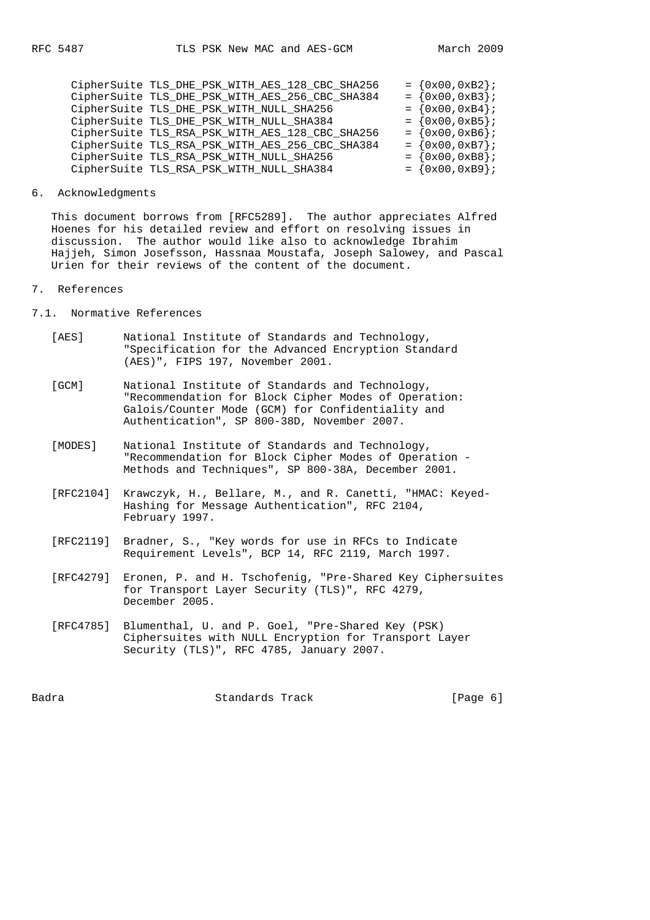```
CipherSuite TLS_DHE_PSK_WITH_AES_128_CBC_SHA256    = {0x00,0xB2};
CipherSuite TLS_DHE_PSK_WITH_AES_256_CBC_SHA384    = {0x00,0xB3};
CipherSuite TLS_DHE_PSK_WITH_NULL_SHA256           = {0x00,0xB4};
CipherSuite TLS_DHE_PSK_WITH_NULL_SHA384           = {0x00,0xB5};
CipherSuite TLS_RSA_PSK_WITH_AES_128_CBC_SHA256    = {0x00,0xB6};
CipherSuite TLS_RSA_PSK_WITH_AES_256_CBC_SHA384    = {0x00,0xB7};
CipherSuite TLS_RSA_PSK_WITH_NULL_SHA256           = {0x00,0xB8};
CipherSuite TLS_RSA_PSK_WITH_NULL_SHA384           = {0x00,0xB9};
```

## 6. Acknowledgments

This document borrows from [RFC5289]. The author appreciates Alfred Hoenes for his detailed review and effort on resolving issues in discussion. The author would like also to acknowledge Ibrahim Hajjeh, Simon Josefsson, Hassnaa Moustafa, Joseph Salowey, and Pascal Urien for their reviews of the content of the document.

## 7. References

### 7.1. Normative References

[AES] National Institute of Standards and Technology, "Specification for the Advanced Encryption Standard (AES)", FIPS 197, November 2001.

[GCM] National Institute of Standards and Technology, "Recommendation for Block Cipher Modes of Operation: Galois/Counter Mode (GCM) for Confidentiality and Authentication", SP 800-38D, November 2007.

[MODES] National Institute of Standards and Technology, "Recommendation for Block Cipher Modes of Operation - Methods and Techniques", SP 800-38A, December 2001.

[RFC2104] Krawczyk, H., Bellare, M., and R. Canetti, "HMAC: Keyed-Hashing for Message Authentication", RFC 2104, February 1997.

[RFC2119] Bradner, S., "Key words for use in RFCs to Indicate Requirement Levels", BCP 14, RFC 2119, March 1997.

[RFC4279] Eronen, P. and H. Tschofenig, "Pre-Shared Key Ciphersuites for Transport Layer Security (TLS)", RFC 4279, December 2005.

[RFC4785] Blumenthal, U. and P. Goel, "Pre-Shared Key (PSK) Ciphersuites with NULL Encryption for Transport Layer Security (TLS)", RFC 4785, January 2007.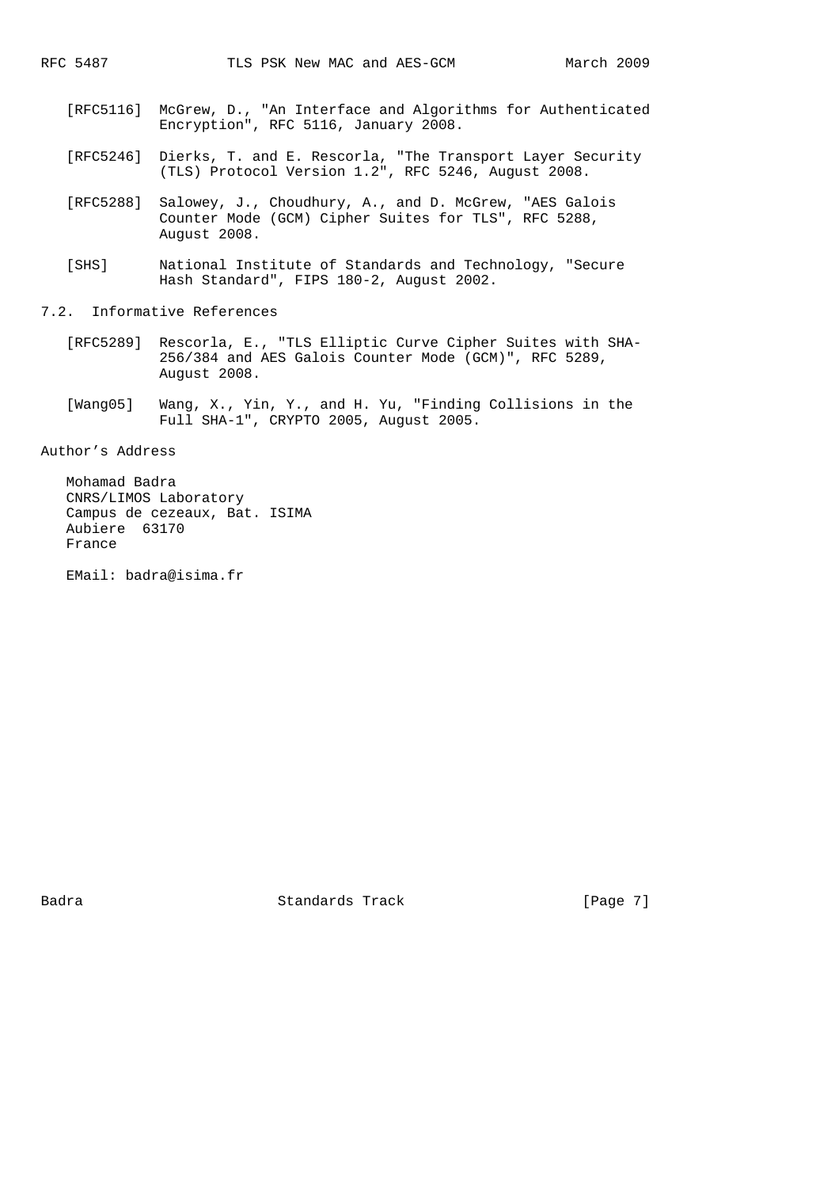[RFC5116] McGrew, D., "An Interface and Algorithms for Authenticated Encryption", RFC 5116, January 2008.

[RFC5246] Dierks, T. and E. Rescorla, "The Transport Layer Security (TLS) Protocol Version 1.2", RFC 5246, August 2008.

[RFC5288] Salowey, J., Choudhury, A., and D. McGrew, "AES Galois Counter Mode (GCM) Cipher Suites for TLS", RFC 5288, August 2008.

[SHS] National Institute of Standards and Technology, "Secure Hash Standard", FIPS 180-2, August 2002.

## 7.2. Informative References

[RFC5289] Rescorla, E., "TLS Elliptic Curve Cipher Suites with SHA-256/384 and AES Galois Counter Mode (GCM)", RFC 5289, August 2008.

[Wang05] Wang, X., Yin, Y., and H. Yu, "Finding Collisions in the Full SHA-1", CRYPTO 2005, August 2005.

## Author's Address

Mohamad Badra
CNRS/LIMOS Laboratory
Campus de cezeaux, Bat. ISIMA
Aubiere 63170
France

EMail: badra@isima.fr